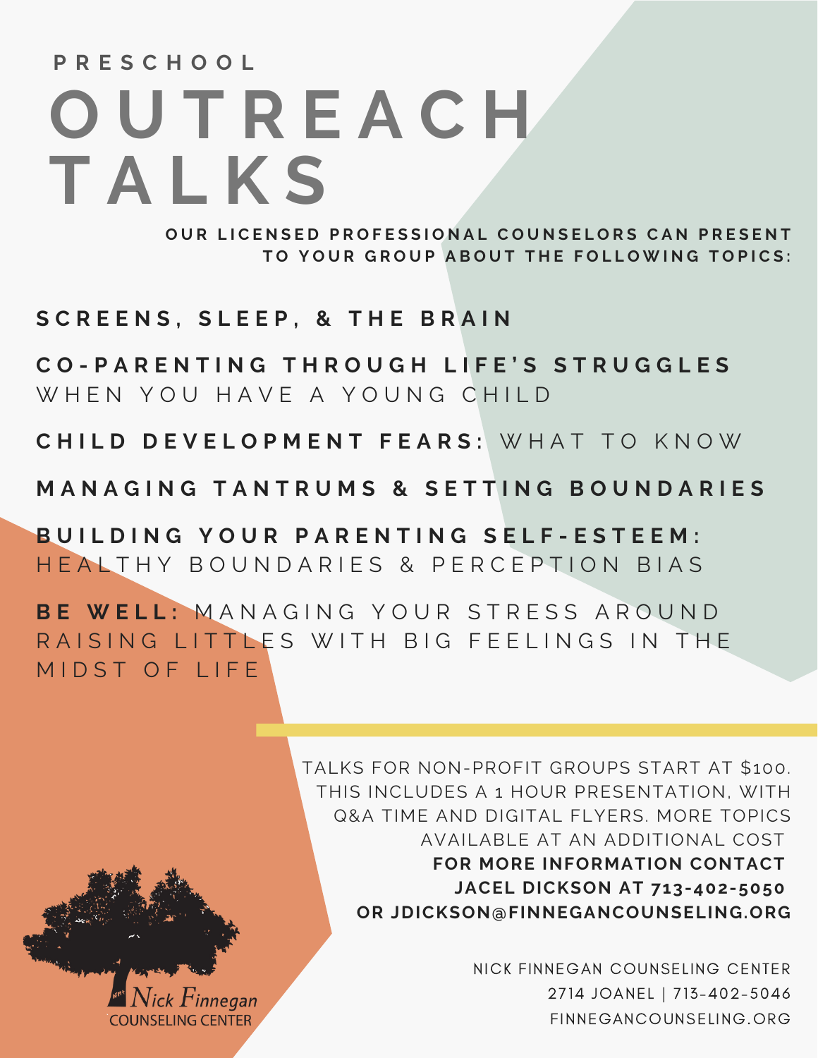PRESCHOOL

# OUTREACH TALKS

**OUR LICENSED PROFESSIONAL COUNSELORS CAN PRESENT TO YOUR GROUP ABOUT THE FOLLOWING TOPICS:**

**SCREENS, SLEEP, & THE BRAIN**

**CO-PARENTING THROUGH LIFE'S STRUGGLES** WHEN YOU HAVE A YOUNG CHILD

**CHILD DEVELOPMENT FEARS:** WHAT TO KNOW

**MANAGING TANTRUMS & SETTING BOUNDARIES**

**BUILDING YOUR PARENTING SELF-ESTEEM:** HEALTHY BOUNDARIES & PERCEPTION BIAS

**BE WELL:** MANAGING YOUR STRESS AROUND RAISING LITTLES WITH BIG FEELINGS IN THE MIDST OF LIFE

TALKS FOR NON-PROFIT GROUPS START AT $100. THIS INCLUDES A 1 HOUR PRESENTATION, WITH Q&A TIME AND DIGITAL FLYERS. MORE TOPICS AVAILABLE AT AN ADDITIONAL COST

**FOR MORE INFORMATION CONTACT JACEL DICKSON AT 713-402-5050 OR JDICKSON@FINNEGANCOUNSELING.ORG**

Nick Finnegan COUNSELING CENTER

NICK FINNEGAN COUNSELING CENTER
2714 JOANEL | 713-402-5046
FINNEGANCOUNSELING.ORG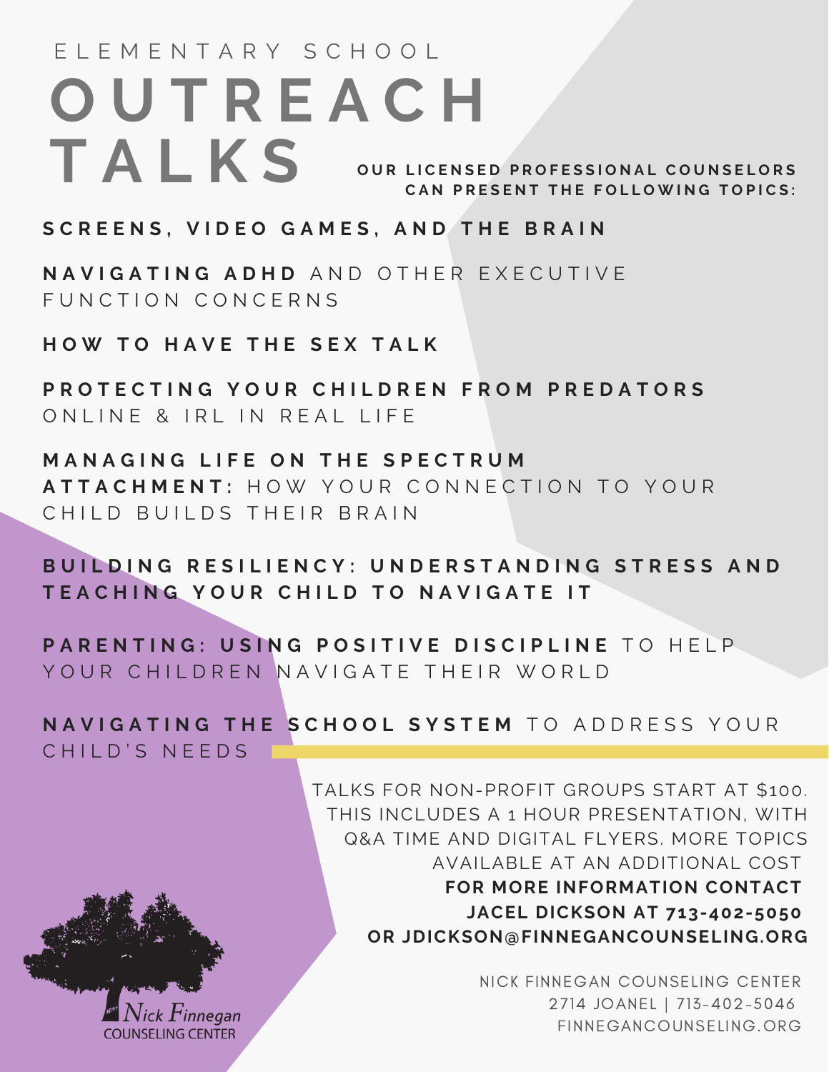ELEMENTARY SCHOOL

# OUTREACH TALKS

**OUR LICENSED PROFESSIONAL COUNSELORS CAN PRESENT THE FOLLOWING TOPICS:**

**SCREENS, VIDEO GAMES, AND THE BRAIN**

**NAVIGATING ADHD** AND OTHER EXECUTIVE FUNCTION CONCERNS

**HOW TO HAVE THE SEX TALK**

**PROTECTING YOUR CHILDREN FROM PREDATORS**
ONLINE & IRL IN REAL LIFE

**MANAGING LIFE ON THE SPECTRUM**

**ATTACHMENT:** HOW YOUR CONNECTION TO YOUR CHILD BUILDS THEIR BRAIN

**BUILDING RESILIENCY: UNDERSTANDING STRESS AND TEACHING YOUR CHILD TO NAVIGATE IT**

**PARENTING: USING POSITIVE DISCIPLINE** TO HELP YOUR CHILDREN NAVIGATE THEIR WORLD

**NAVIGATING THE SCHOOL SYSTEM** TO ADDRESS YOUR CHILD'S NEEDS

TALKS FOR NON-PROFIT GROUPS START AT $100. THIS INCLUDES A 1 HOUR PRESENTATION, WITH Q&A TIME AND DIGITAL FLYERS. MORE TOPICS AVAILABLE AT AN ADDITIONAL COST

**FOR MORE INFORMATION CONTACT JACEL DICKSON AT 713-402-5050 OR JDICKSON@FINNEGANCOUNSELING.ORG**

Nick Finnegan COUNSELING CENTER

NICK FINNEGAN COUNSELING CENTER
2714 JOANEL | 713-402-5046
FINNEGANCOUNSELING.ORG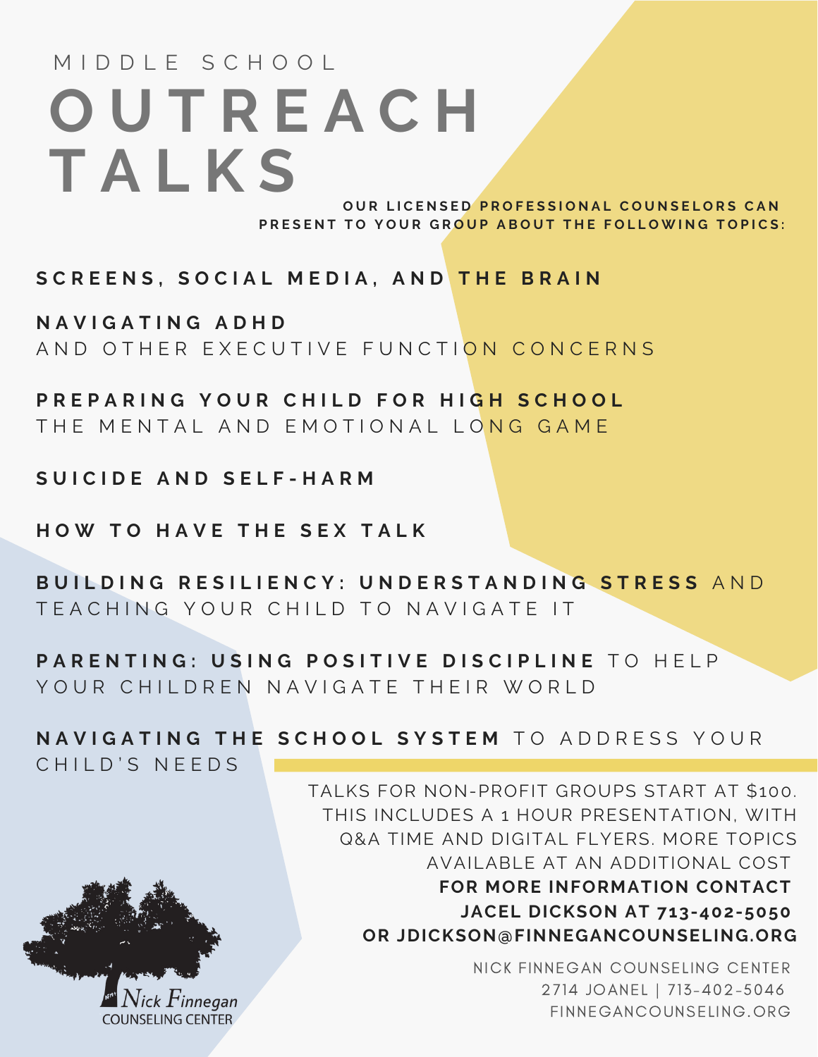MIDDLE SCHOOL

# OUTREACH TALKS

**OUR LICENSED PROFESSIONAL COUNSELORS CAN PRESENT TO YOUR GROUP ABOUT THE FOLLOWING TOPICS:**

**SCREENS, SOCIAL MEDIA, AND THE BRAIN**

**NAVIGATING ADHD**
AND OTHER EXECUTIVE FUNCTION CONCERNS

**PREPARING YOUR CHILD FOR HIGH SCHOOL**
THE MENTAL AND EMOTIONAL LONG GAME

**SUICIDE AND SELF-HARM**

**HOW TO HAVE THE SEX TALK**

**BUILDING RESILIENCY: UNDERSTANDING STRESS** AND TEACHING YOUR CHILD TO NAVIGATE IT

**PARENTING: USING POSITIVE DISCIPLINE** TO HELP YOUR CHILDREN NAVIGATE THEIR WORLD

**NAVIGATING THE SCHOOL SYSTEM** TO ADDRESS YOUR CHILD'S NEEDS

TALKS FOR NON-PROFIT GROUPS START AT $100. THIS INCLUDES A 1 HOUR PRESENTATION, WITH Q&A TIME AND DIGITAL FLYERS. MORE TOPICS AVAILABLE AT AN ADDITIONAL COST

**FOR MORE INFORMATION CONTACT JACEL DICKSON AT 713-402-5050 OR JDICKSON@FINNEGANCOUNSELING.ORG**

Nick Finnegan COUNSELING CENTER

NICK FINNEGAN COUNSELING CENTER
2714 JOANEL | 713-402-5046
FINNEGANCOUNSELING.ORG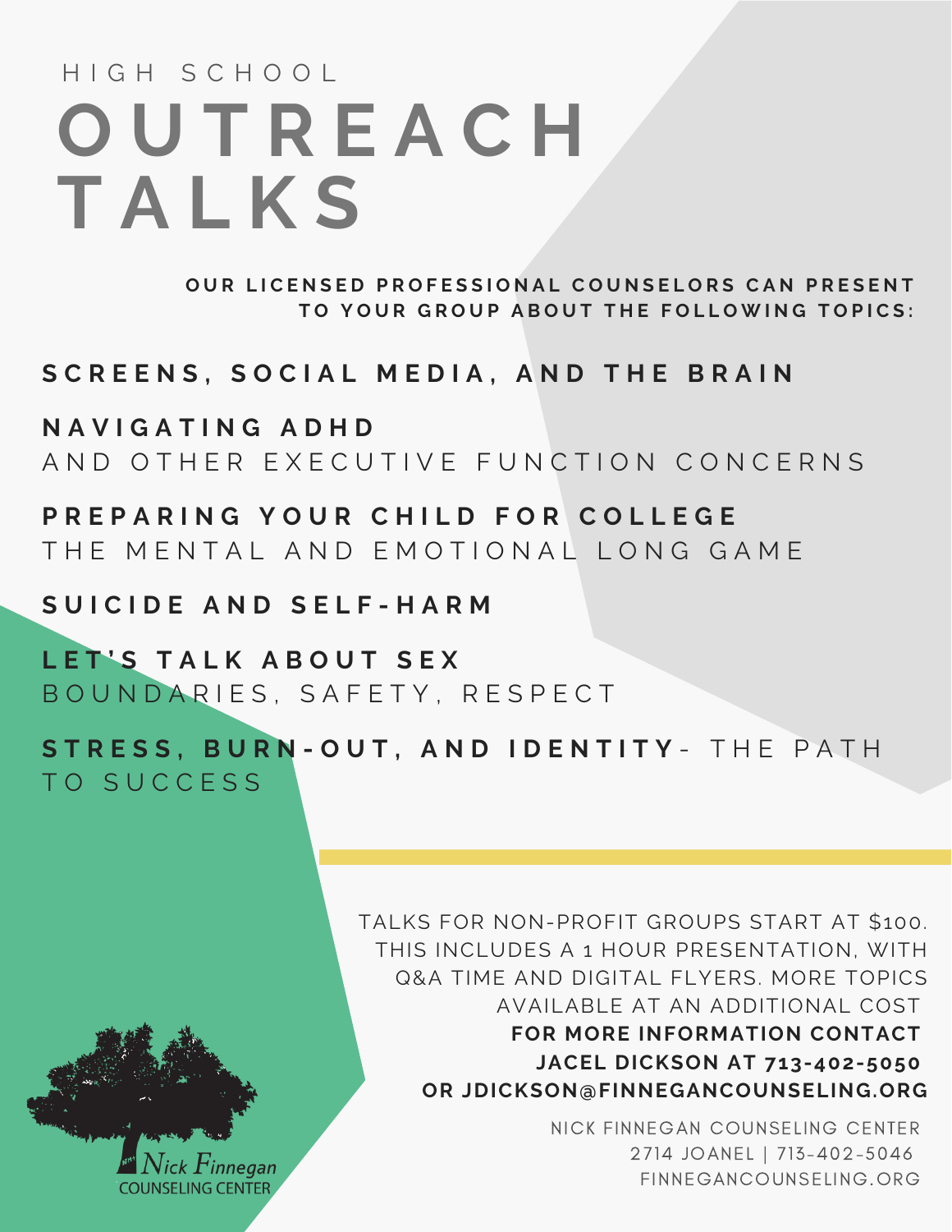# HIGH SCHOOL OUTREACH TALKS

**OUR LICENSED PROFESSIONAL COUNSELORS CAN PRESENT TO YOUR GROUP ABOUT THE FOLLOWING TOPICS:**

**SCREENS, SOCIAL MEDIA, AND THE BRAIN**

**NAVIGATING ADHD**
AND OTHER EXECUTIVE FUNCTION CONCERNS

**PREPARING YOUR CHILD FOR COLLEGE**
THE MENTAL AND EMOTIONAL LONG GAME

**SUICIDE AND SELF-HARM**

**LET'S TALK ABOUT SEX**
BOUNDARIES, SAFETY, RESPECT

**STRESS, BURN-OUT, AND IDENTITY**- THE PATH TO SUCCESS

TALKS FOR NON-PROFIT GROUPS START AT $100. THIS INCLUDES A 1 HOUR PRESENTATION, WITH Q&A TIME AND DIGITAL FLYERS. MORE TOPICS AVAILABLE AT AN ADDITIONAL COST

**FOR MORE INFORMATION CONTACT JACEL DICKSON AT 713-402-5050 OR JDICKSON@FINNEGANCOUNSELING.ORG**

Nick Finnegan COUNSELING CENTER

NICK FINNEGAN COUNSELING CENTER
2714 JOANEL | 713-402-5046
FINNEGANCOUNSELING.ORG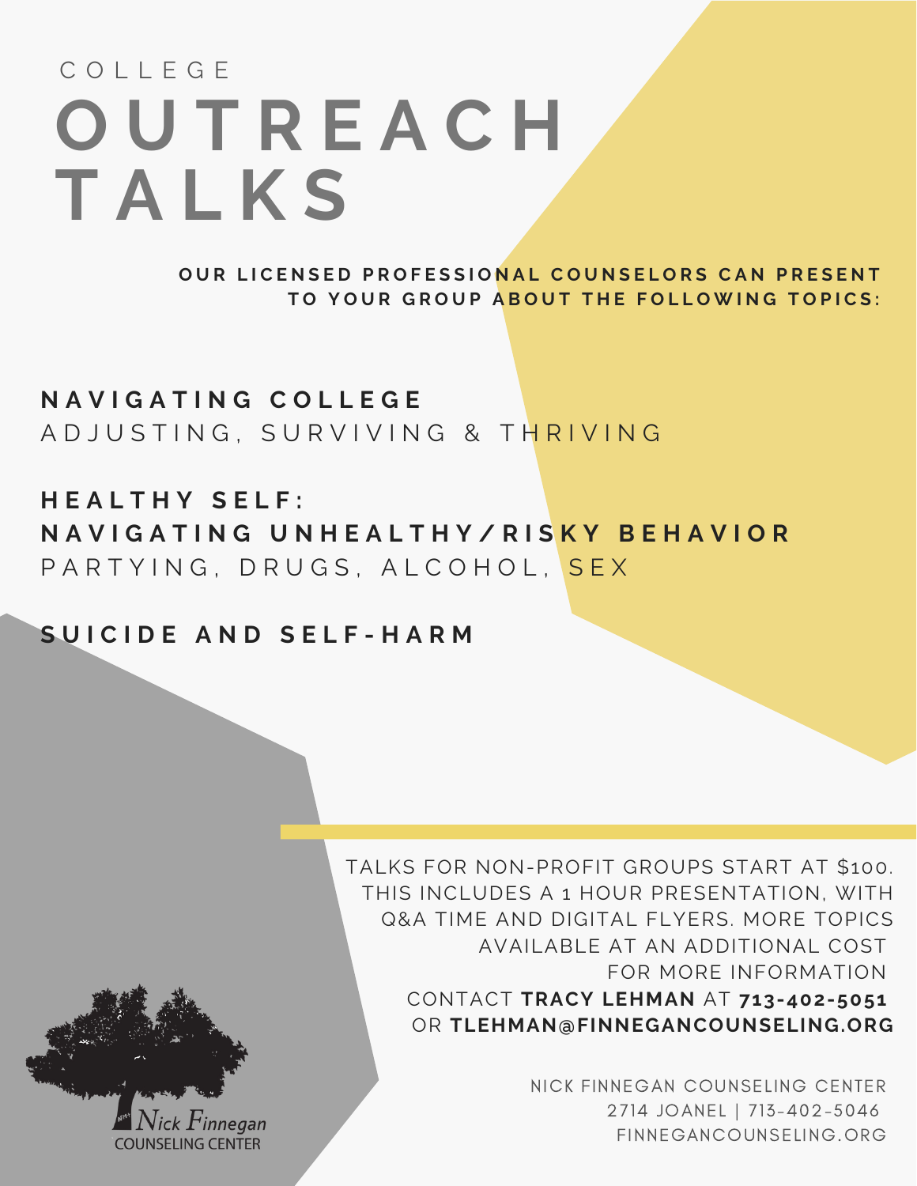COLLEGE

# OUTREACH TALKS

**OUR LICENSED PROFESSIONAL COUNSELORS CAN PRESENT TO YOUR GROUP ABOUT THE FOLLOWING TOPICS:**

## NAVIGATING COLLEGE

ADJUSTING, SURVIVING & THRIVING

## HEALTHY SELF: NAVIGATING UNHEALTHY/RISKY BEHAVIOR

PARTYING, DRUGS, ALCOHOL, SEX

## SUICIDE AND SELF-HARM

TALKS FOR NON-PROFIT GROUPS START AT $100. THIS INCLUDES A 1 HOUR PRESENTATION, WITH Q&A TIME AND DIGITAL FLYERS. MORE TOPICS AVAILABLE AT AN ADDITIONAL COST FOR MORE INFORMATION CONTACT **TRACY LEHMAN** AT **713-402-5051** OR **TLEHMAN@FINNEGANCOUNSELING.ORG**

Nick Finnegan
COUNSELING CENTER

NICK FINNEGAN COUNSELING CENTER
2714 JOANEL | 713-402-5046
FINNEGANCOUNSELING.ORG